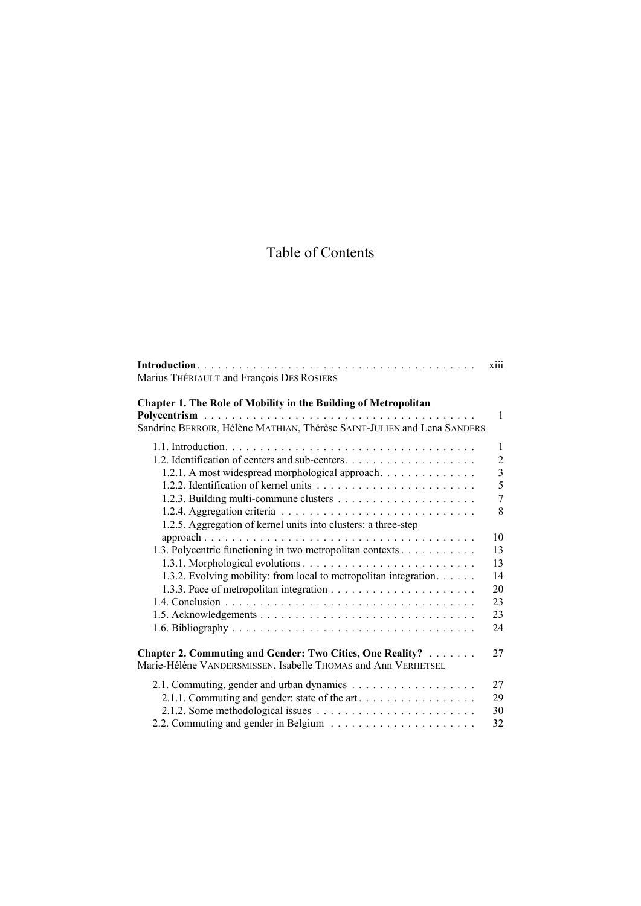# Table of Contents

**Introduction** . . . . . . . . . . . . . . . . . . . . . . . . . . . . . . . . . . . . . . . . xiii
Marius THÉRIAULT and François DES ROSIERS

**Chapter 1. The Role of Mobility in the Building of Metropolitan Polycentrism** . . . . . . . . . . . . . . . . . . . . . . . . . . . . . . . . . . . . . . . . 1
Sandrine BERROIR, Hélène MATHIAN, Thérèse SAINT-JULIEN and Lena SANDERS

1.1. Introduction . . . . . . . . . . . . . . . . . . . . . . . . . . . . . . . . . . . . 1
1.2. Identification of centers and sub-centers . . . . . . . . . . . . . . . . . . . 2
1.2.1. A most widespread morphological approach . . . . . . . . . . . . . 3
1.2.2. Identification of kernel units . . . . . . . . . . . . . . . . . . . . . . . 5
1.2.3. Building multi-commune clusters . . . . . . . . . . . . . . . . . . . . 7
1.2.4. Aggregation criteria . . . . . . . . . . . . . . . . . . . . . . . . . . . . 8
1.2.5. Aggregation of kernel units into clusters: a three-step approach . . . . . . . . . . . . . . . . . . . . . . . . . . . . . . . . . . . . . . 10
1.3. Polycentric functioning in two metropolitan contexts . . . . . . . . . . . 13
1.3.1. Morphological evolutions . . . . . . . . . . . . . . . . . . . . . . . . . 13
1.3.2. Evolving mobility: from local to metropolitan integration . . . . . . 14
1.3.3. Pace of metropolitan integration . . . . . . . . . . . . . . . . . . . . . 20
1.4. Conclusion . . . . . . . . . . . . . . . . . . . . . . . . . . . . . . . . . . . . 23
1.5. Acknowledgements . . . . . . . . . . . . . . . . . . . . . . . . . . . . . . . 23
1.6. Bibliography . . . . . . . . . . . . . . . . . . . . . . . . . . . . . . . . . . . 24

**Chapter 2. Commuting and Gender: Two Cities, One Reality?** . . . . . . . 27
Marie-Hélène VANDERSMISSEN, Isabelle THOMAS and Ann VERHETSEL

2.1. Commuting, gender and urban dynamics . . . . . . . . . . . . . . . . . . 27
2.1.1. Commuting and gender: state of the art . . . . . . . . . . . . . . . . . 29
2.1.2. Some methodological issues . . . . . . . . . . . . . . . . . . . . . . . 30
2.2. Commuting and gender in Belgium . . . . . . . . . . . . . . . . . . . . . 32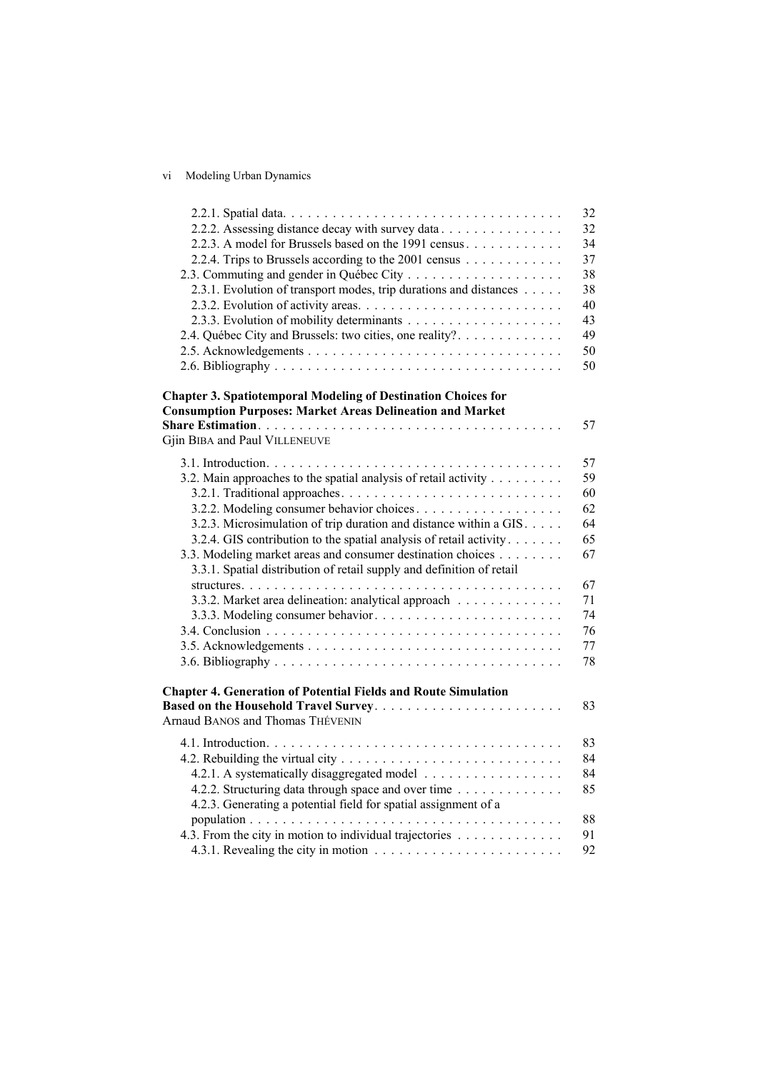2.2.1. Spatial data. . . . . . . . . . . . . . . . . . . . . . . . . . . . . . . . . . 32
2.2.2. Assessing distance decay with survey data . . . . . . . . . . . . . . . 32
2.2.3. A model for Brussels based on the 1991 census . . . . . . . . . . . . 34
2.2.4. Trips to Brussels according to the 2001 census . . . . . . . . . . . . 37
2.3. Commuting and gender in Québec City . . . . . . . . . . . . . . . . . . . 38
2.3.1. Evolution of transport modes, trip durations and distances . . . . . 38
2.3.2. Evolution of activity areas. . . . . . . . . . . . . . . . . . . . . . . . . 40
2.3.3. Evolution of mobility determinants . . . . . . . . . . . . . . . . . . . 43
2.4. Québec City and Brussels: two cities, one reality? . . . . . . . . . . . . . 49
2.5. Acknowledgements . . . . . . . . . . . . . . . . . . . . . . . . . . . . . . 50
2.6. Bibliography . . . . . . . . . . . . . . . . . . . . . . . . . . . . . . . . . . 50

**Chapter 3. Spatiotemporal Modeling of Destination Choices for Consumption Purposes: Market Areas Delineation and Market Share Estimation** . . . . . . . . . . . . . . . . . . . . . . . . . . . . . . . . . . 57
Gjin BIBA and Paul VILLENEUVE

3.1. Introduction. . . . . . . . . . . . . . . . . . . . . . . . . . . . . . . . . . . 57
3.2. Main approaches to the spatial analysis of retail activity . . . . . . . . . 59
3.2.1. Traditional approaches. . . . . . . . . . . . . . . . . . . . . . . . . . . 60
3.2.2. Modeling consumer behavior choices . . . . . . . . . . . . . . . . . . 62
3.2.3. Microsimulation of trip duration and distance within a GIS . . . . . 64
3.2.4. GIS contribution to the spatial analysis of retail activity . . . . . . . 65
3.3. Modeling market areas and consumer destination choices . . . . . . . . 67
3.3.1. Spatial distribution of retail supply and definition of retail structures. . . . . . . . . . . . . . . . . . . . . . . . . . . . . . . . . . . . . . . 67
3.3.2. Market area delineation: analytical approach . . . . . . . . . . . . . 71
3.3.3. Modeling consumer behavior . . . . . . . . . . . . . . . . . . . . . . . 74
3.4. Conclusion . . . . . . . . . . . . . . . . . . . . . . . . . . . . . . . . . . . 76
3.5. Acknowledgements . . . . . . . . . . . . . . . . . . . . . . . . . . . . . . 77
3.6. Bibliography . . . . . . . . . . . . . . . . . . . . . . . . . . . . . . . . . . 78

**Chapter 4. Generation of Potential Fields and Route Simulation Based on the Household Travel Survey** . . . . . . . . . . . . . . . . . . . . . . . 83
Arnaud BANOS and Thomas THÉVENIN

4.1. Introduction. . . . . . . . . . . . . . . . . . . . . . . . . . . . . . . . . . . 83
4.2. Rebuilding the virtual city . . . . . . . . . . . . . . . . . . . . . . . . . . 84
4.2.1. A systematically disaggregated model . . . . . . . . . . . . . . . . . 84
4.2.2. Structuring data through space and over time . . . . . . . . . . . . . 85
4.2.3. Generating a potential field for spatial assignment of a population . . . . . . . . . . . . . . . . . . . . . . . . . . . . . . . . . . . . . . 88
4.3. From the city in motion to individual trajectories . . . . . . . . . . . . . 91
4.3.1. Revealing the city in motion . . . . . . . . . . . . . . . . . . . . . . . 92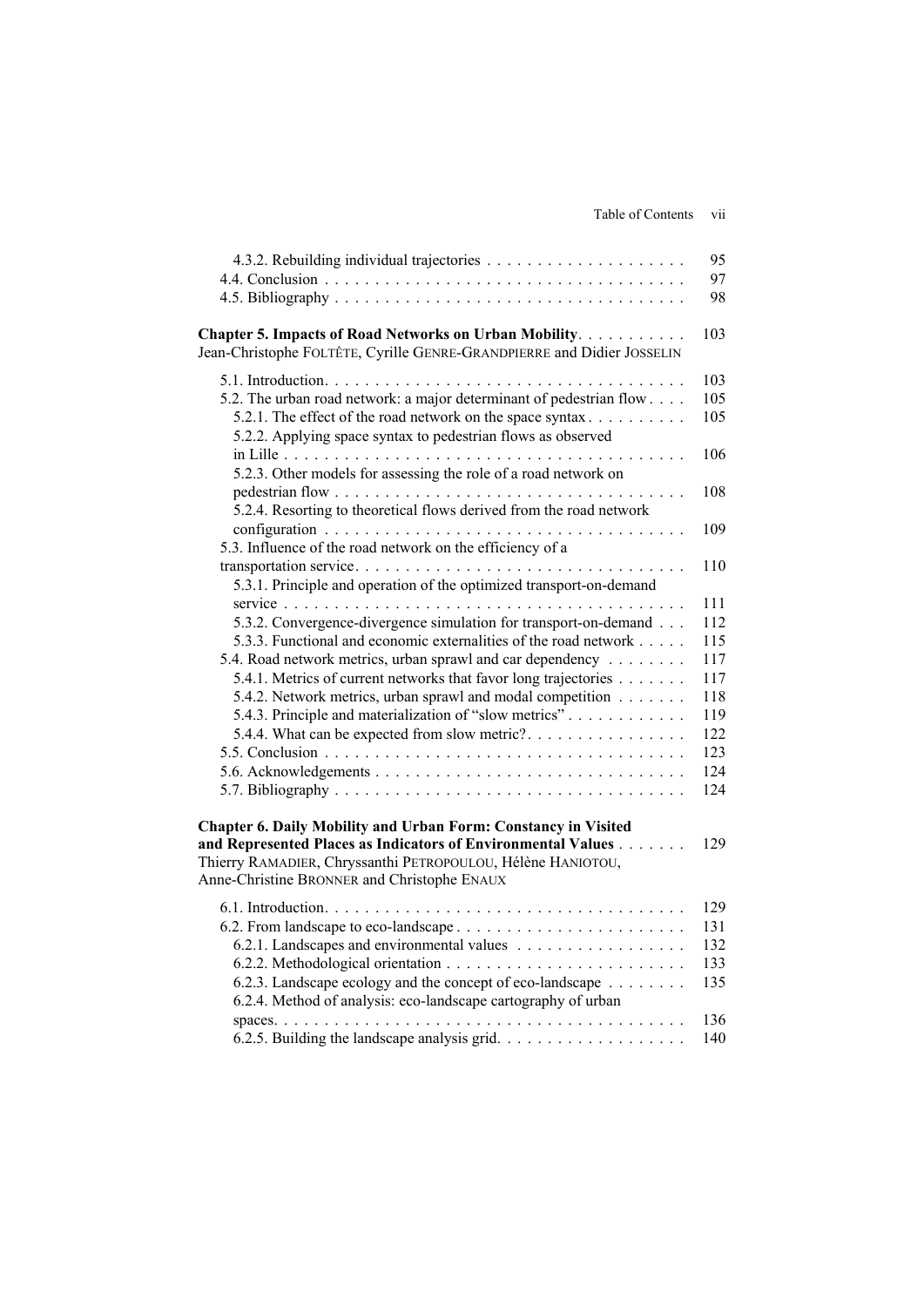4.3.2. Rebuilding individual trajectories . . . . . . . . . . . . . . . . . . . . 95
4.4. Conclusion . . . . . . . . . . . . . . . . . . . . . . . . . . . . . . . . . . . . 97
4.5. Bibliography . . . . . . . . . . . . . . . . . . . . . . . . . . . . . . . . . . 98

**Chapter 5. Impacts of Road Networks on Urban Mobility** . . . . . . . . . . . 103
Jean-Christophe FOLTÊTE, Cyrille GENRE-GRANDPIERRE and Didier JOSSELIN

5.1. Introduction . . . . . . . . . . . . . . . . . . . . . . . . . . . . . . . . . . 103
5.2. The urban road network: a major determinant of pedestrian flow . . . . 105
5.2.1. The effect of the road network on the space syntax . . . . . . . . . . 105
5.2.2. Applying space syntax to pedestrian flows as observed in Lille . . . . . . . . . . . . . . . . . . . . . . . . . . . . . . . . . . . . . . 106
5.2.3. Other models for assessing the role of a road network on pedestrian flow . . . . . . . . . . . . . . . . . . . . . . . . . . . . . . . . . 108
5.2.4. Resorting to theoretical flows derived from the road network configuration . . . . . . . . . . . . . . . . . . . . . . . . . . . . . . . . . . 109
5.3. Influence of the road network on the efficiency of a transportation service . . . . . . . . . . . . . . . . . . . . . . . . . . . . . . . . 110
5.3.1. Principle and operation of the optimized transport-on-demand service . . . . . . . . . . . . . . . . . . . . . . . . . . . . . . . . . . . . . . 111
5.3.2. Convergence-divergence simulation for transport-on-demand . . . 112
5.3.3. Functional and economic externalities of the road network . . . . . 115
5.4. Road network metrics, urban sprawl and car dependency . . . . . . . . 117
5.4.1. Metrics of current networks that favor long trajectories . . . . . . . 117
5.4.2. Network metrics, urban sprawl and modal competition . . . . . . . 118
5.4.3. Principle and materialization of "slow metrics" . . . . . . . . . . . . 119
5.4.4. What can be expected from slow metric? . . . . . . . . . . . . . . . . 122
5.5. Conclusion . . . . . . . . . . . . . . . . . . . . . . . . . . . . . . . . . . . 123
5.6. Acknowledgements . . . . . . . . . . . . . . . . . . . . . . . . . . . . . . 124
5.7. Bibliography . . . . . . . . . . . . . . . . . . . . . . . . . . . . . . . . . . 124

**Chapter 6. Daily Mobility and Urban Form: Constancy in Visited and Represented Places as Indicators of Environmental Values** . . . . . . . 129
Thierry RAMADIER, Chryssanthi PETROPOULOU, Hélène HANIOTOU, Anne-Christine BRONNER and Christophe ENAUX

6.1. Introduction . . . . . . . . . . . . . . . . . . . . . . . . . . . . . . . . . . 129
6.2. From landscape to eco-landscape . . . . . . . . . . . . . . . . . . . . . . 131
6.2.1. Landscapes and environmental values . . . . . . . . . . . . . . . . . 132
6.2.2. Methodological orientation . . . . . . . . . . . . . . . . . . . . . . . . 133
6.2.3. Landscape ecology and the concept of eco-landscape . . . . . . . . 135
6.2.4. Method of analysis: eco-landscape cartography of urban spaces . . . . . . . . . . . . . . . . . . . . . . . . . . . . . . . . . . . . . . . . 136
6.2.5. Building the landscape analysis grid . . . . . . . . . . . . . . . . . . . 140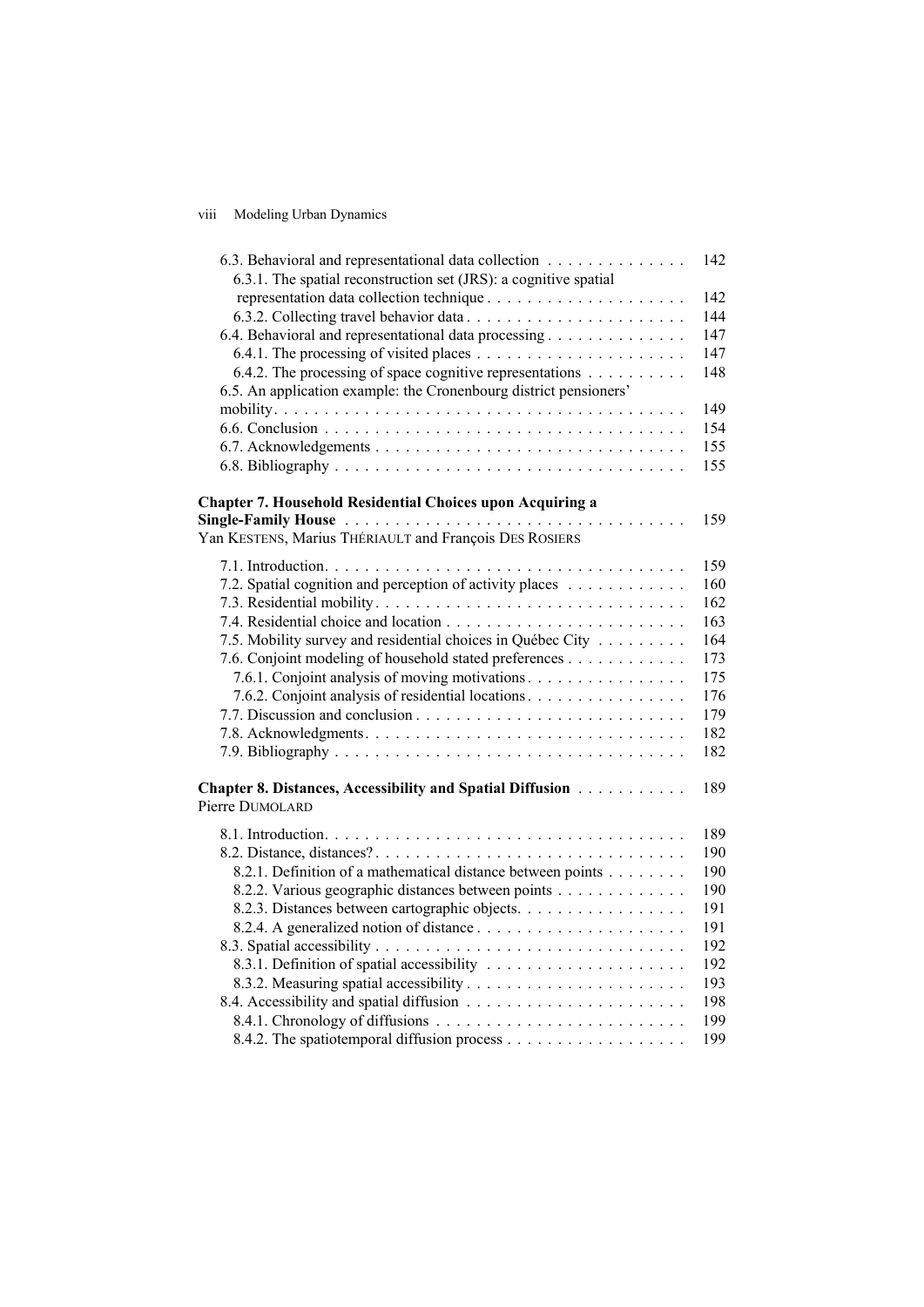6.3. Behavioral and representational data collection . . . . . . . . . . . . . . 142
  6.3.1. The spatial reconstruction set (JRS): a cognitive spatial representation data collection technique . . . . . . . . . . . . . . . . . . . . 142
  6.3.2. Collecting travel behavior data . . . . . . . . . . . . . . . . . . . . . . 144
6.4. Behavioral and representational data processing . . . . . . . . . . . . . 147
  6.4.1. The processing of visited places . . . . . . . . . . . . . . . . . . . . . 147
  6.4.2. The processing of space cognitive representations . . . . . . . . . . 148
6.5. An application example: the Cronenbourg district pensioners' mobility . . . . . . . . . . . . . . . . . . . . . . . . . . . . . . . . . . . . . . . . 149
6.6. Conclusion . . . . . . . . . . . . . . . . . . . . . . . . . . . . . . . . . . . . 154
6.7. Acknowledgements . . . . . . . . . . . . . . . . . . . . . . . . . . . . . . . 155
6.8. Bibliography . . . . . . . . . . . . . . . . . . . . . . . . . . . . . . . . . . . 155

**Chapter 7. Household Residential Choices upon Acquiring a Single-Family House** . . . . . . . . . . . . . . . . . . . . . . . . . . . . . . . . . . 159
Yan KESTENS, Marius THÉRIAULT and François DES ROSIERS

7.1. Introduction . . . . . . . . . . . . . . . . . . . . . . . . . . . . . . . . . . . . 159
7.2. Spatial cognition and perception of activity places . . . . . . . . . . . . 160
7.3. Residential mobility . . . . . . . . . . . . . . . . . . . . . . . . . . . . . . . 162
7.4. Residential choice and location . . . . . . . . . . . . . . . . . . . . . . . . 163
7.5. Mobility survey and residential choices in Québec City . . . . . . . . . 164
7.6. Conjoint modeling of household stated preferences . . . . . . . . . . . . 173
  7.6.1. Conjoint analysis of moving motivations . . . . . . . . . . . . . . . . 175
  7.6.2. Conjoint analysis of residential locations . . . . . . . . . . . . . . . . 176
7.7. Discussion and conclusion . . . . . . . . . . . . . . . . . . . . . . . . . . . 179
7.8. Acknowledgments . . . . . . . . . . . . . . . . . . . . . . . . . . . . . . . . 182
7.9. Bibliography . . . . . . . . . . . . . . . . . . . . . . . . . . . . . . . . . . . 182

**Chapter 8. Distances, Accessibility and Spatial Diffusion** . . . . . . . . . . . 189
Pierre DUMOLARD

8.1. Introduction . . . . . . . . . . . . . . . . . . . . . . . . . . . . . . . . . . . . 189
8.2. Distance, distances? . . . . . . . . . . . . . . . . . . . . . . . . . . . . . . . 190
  8.2.1. Definition of a mathematical distance between points . . . . . . . . 190
  8.2.2. Various geographic distances between points . . . . . . . . . . . . . 190
  8.2.3. Distances between cartographic objects. . . . . . . . . . . . . . . . . 191
  8.2.4. A generalized notion of distance . . . . . . . . . . . . . . . . . . . . . 191
8.3. Spatial accessibility . . . . . . . . . . . . . . . . . . . . . . . . . . . . . . . 192
  8.3.1. Definition of spatial accessibility . . . . . . . . . . . . . . . . . . . . 192
  8.3.2. Measuring spatial accessibility . . . . . . . . . . . . . . . . . . . . . . 193
8.4. Accessibility and spatial diffusion . . . . . . . . . . . . . . . . . . . . . . 198
  8.4.1. Chronology of diffusions . . . . . . . . . . . . . . . . . . . . . . . . . 199
  8.4.2. The spatiotemporal diffusion process . . . . . . . . . . . . . . . . . . 199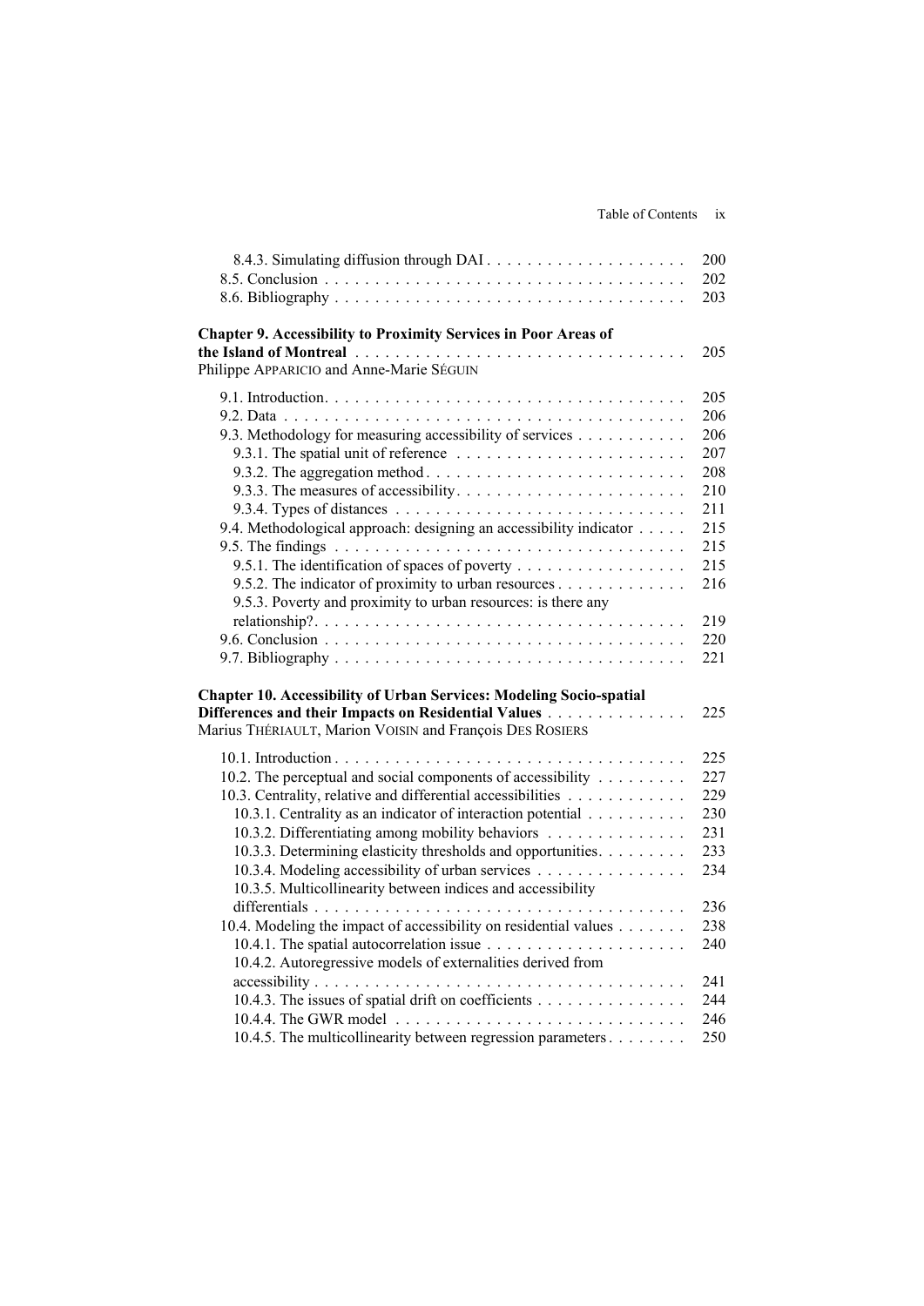8.4.3. Simulating diffusion through DAI . . . . . . . . . . . . . . . . . . . . 200
8.5. Conclusion . . . . . . . . . . . . . . . . . . . . . . . . . . . . . . . . . . . 202
8.6. Bibliography . . . . . . . . . . . . . . . . . . . . . . . . . . . . . . . . . . 203

**Chapter 9. Accessibility to Proximity Services in Poor Areas of the Island of Montreal** . . . . . . . . . . . . . . . . . . . . . . . . . . . . . . . . 205
Philippe APPARICIO and Anne-Marie SÉGUIN

9.1. Introduction. . . . . . . . . . . . . . . . . . . . . . . . . . . . . . . . . . . 205
9.2. Data . . . . . . . . . . . . . . . . . . . . . . . . . . . . . . . . . . . . . . . 206
9.3. Methodology for measuring accessibility of services . . . . . . . . . . . 206
9.3.1. The spatial unit of reference . . . . . . . . . . . . . . . . . . . . . . . 207
9.3.2. The aggregation method . . . . . . . . . . . . . . . . . . . . . . . . . 208
9.3.3. The measures of accessibility. . . . . . . . . . . . . . . . . . . . . . . 210
9.3.4. Types of distances . . . . . . . . . . . . . . . . . . . . . . . . . . . . 211
9.4. Methodological approach: designing an accessibility indicator . . . . . 215
9.5. The findings . . . . . . . . . . . . . . . . . . . . . . . . . . . . . . . . . . 215
9.5.1. The identification of spaces of poverty . . . . . . . . . . . . . . . . . 215
9.5.2. The indicator of proximity to urban resources . . . . . . . . . . . . . 216
9.5.3. Poverty and proximity to urban resources: is there any relationship?. . . . . . . . . . . . . . . . . . . . . . . . . . . . . . . . . . . . 219
9.6. Conclusion . . . . . . . . . . . . . . . . . . . . . . . . . . . . . . . . . . . 220
9.7. Bibliography . . . . . . . . . . . . . . . . . . . . . . . . . . . . . . . . . . 221

**Chapter 10. Accessibility of Urban Services: Modeling Socio-spatial Differences and their Impacts on Residential Values** . . . . . . . . . . . . . . 225
Marius THÉRIAULT, Marion VOISIN and François DES ROSIERS

10.1. Introduction . . . . . . . . . . . . . . . . . . . . . . . . . . . . . . . . . . 225
10.2. The perceptual and social components of accessibility . . . . . . . . . 227
10.3. Centrality, relative and differential accessibilities . . . . . . . . . . . . 229
10.3.1. Centrality as an indicator of interaction potential . . . . . . . . . . 230
10.3.2. Differentiating among mobility behaviors . . . . . . . . . . . . . . 231
10.3.3. Determining elasticity thresholds and opportunities. . . . . . . . . 233
10.3.4. Modeling accessibility of urban services . . . . . . . . . . . . . . . 234
10.3.5. Multicollinearity between indices and accessibility differentials . . . . . . . . . . . . . . . . . . . . . . . . . . . . . . . . . . . . . 236
10.4. Modeling the impact of accessibility on residential values . . . . . . . 238
10.4.1. The spatial autocorrelation issue . . . . . . . . . . . . . . . . . . . . 240
10.4.2. Autoregressive models of externalities derived from accessibility . . . . . . . . . . . . . . . . . . . . . . . . . . . . . . . . . . . . . 241
10.4.3. The issues of spatial drift on coefficients . . . . . . . . . . . . . . . 244
10.4.4. The GWR model . . . . . . . . . . . . . . . . . . . . . . . . . . . . 246
10.4.5. The multicollinearity between regression parameters . . . . . . . . 250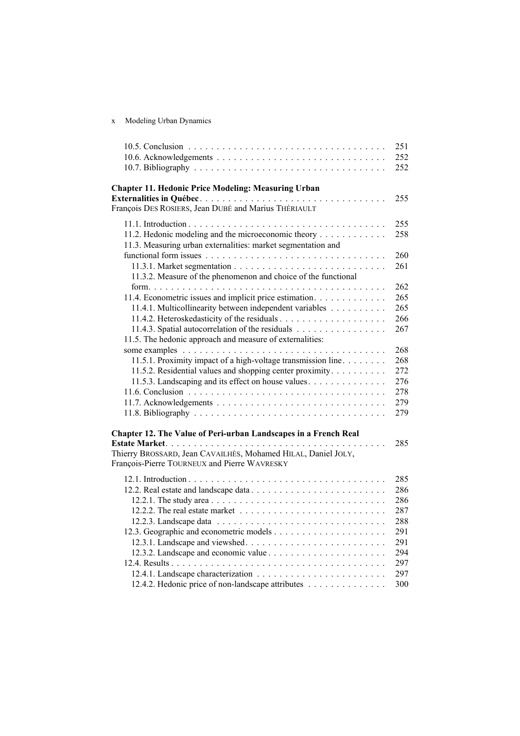10.5. Conclusion . . . . . . . . . . . . . . . . . . . . . . . . . . . . . . . . . . . . 251
10.6. Acknowledgements . . . . . . . . . . . . . . . . . . . . . . . . . . . . . . 252
10.7. Bibliography . . . . . . . . . . . . . . . . . . . . . . . . . . . . . . . . . . 252

**Chapter 11. Hedonic Price Modeling: Measuring Urban Externalities in Québec** . . . . . . . . . . . . . . . . . . . . . . . . . . . . . . . . . 255
François DES ROSIERS, Jean DUBÉ and Marius THÉRIAULT

11.1. Introduction . . . . . . . . . . . . . . . . . . . . . . . . . . . . . . . . . . . 255
11.2. Hedonic modeling and the microeconomic theory . . . . . . . . . . . . 258
11.3. Measuring urban externalities: market segmentation and functional form issues . . . . . . . . . . . . . . . . . . . . . . . . . . . . . . . . 260
11.3.1. Market segmentation . . . . . . . . . . . . . . . . . . . . . . . . . . . 261
11.3.2. Measure of the phenomenon and choice of the functional form. . . . . . . . . . . . . . . . . . . . . . . . . . . . . . . . . . . . . . . . . 262
11.4. Econometric issues and implicit price estimation. . . . . . . . . . . . . 265
11.4.1. Multicollinearity between independent variables . . . . . . . . . . 265
11.4.2. Heteroskedasticity of the residuals . . . . . . . . . . . . . . . . . . . 266
11.4.3. Spatial autocorrelation of the residuals . . . . . . . . . . . . . . . . 267
11.5. The hedonic approach and measure of externalities: some examples . . . . . . . . . . . . . . . . . . . . . . . . . . . . . . . . . . . . 268
11.5.1. Proximity impact of a high-voltage transmission line. . . . . . . . 268
11.5.2. Residential values and shopping center proximity. . . . . . . . . . 272
11.5.3. Landscaping and its effect on house values. . . . . . . . . . . . . . 276
11.6. Conclusion . . . . . . . . . . . . . . . . . . . . . . . . . . . . . . . . . . . . 278
11.7. Acknowledgements . . . . . . . . . . . . . . . . . . . . . . . . . . . . . . 279
11.8. Bibliography . . . . . . . . . . . . . . . . . . . . . . . . . . . . . . . . . . 279

**Chapter 12. The Value of Peri-urban Landscapes in a French Real Estate Market**. . . . . . . . . . . . . . . . . . . . . . . . . . . . . . . . . . . . . . . 285
Thierry BROSSARD, Jean CAVAILHÈS, Mohamed HILAL, Daniel JOLY, François-Pierre TOURNEUX and Pierre WAVRESKY

12.1. Introduction . . . . . . . . . . . . . . . . . . . . . . . . . . . . . . . . . . . 285
12.2. Real estate and landscape data . . . . . . . . . . . . . . . . . . . . . . . 286
12.2.1. The study area . . . . . . . . . . . . . . . . . . . . . . . . . . . . . . . 286
12.2.2. The real estate market . . . . . . . . . . . . . . . . . . . . . . . . . . 287
12.2.3. Landscape data . . . . . . . . . . . . . . . . . . . . . . . . . . . . . . 288
12.3. Geographic and econometric models . . . . . . . . . . . . . . . . . . . 291
12.3.1. Landscape and viewshed. . . . . . . . . . . . . . . . . . . . . . . . . 291
12.3.2. Landscape and economic value . . . . . . . . . . . . . . . . . . . . . 294
12.4. Results . . . . . . . . . . . . . . . . . . . . . . . . . . . . . . . . . . . . . . 297
12.4.1. Landscape characterization . . . . . . . . . . . . . . . . . . . . . . . 297
12.4.2. Hedonic price of non-landscape attributes . . . . . . . . . . . . . . 300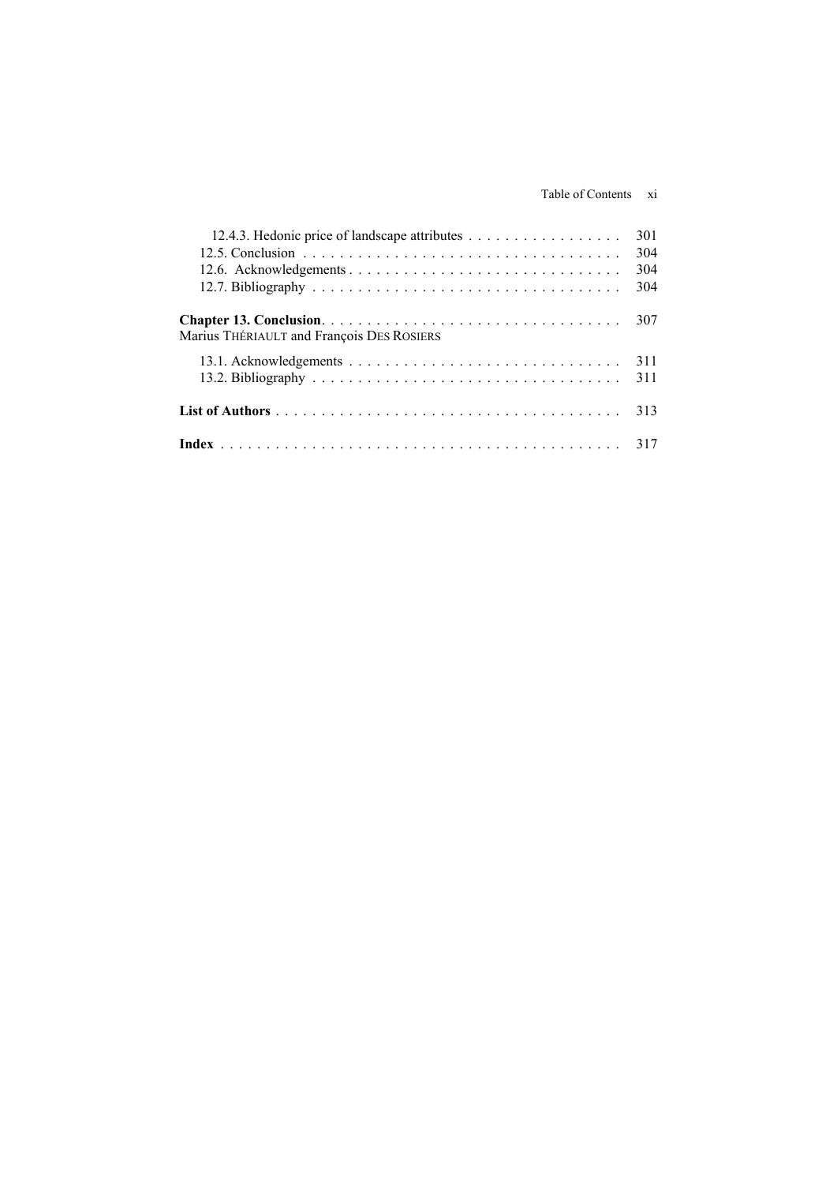12.4.3. Hedonic price of landscape attributes . . . . . . . . . . . . . . . . . 301
12.5. Conclusion . . . . . . . . . . . . . . . . . . . . . . . . . . . . . . . . . . . . 304
12.6. Acknowledgements . . . . . . . . . . . . . . . . . . . . . . . . . . . . . . 304
12.7. Bibliography . . . . . . . . . . . . . . . . . . . . . . . . . . . . . . . . . . . 304

**Chapter 13. Conclusion**. . . . . . . . . . . . . . . . . . . . . . . . . . . . . . . . 307
Marius THÉRIAULT and François DES ROSIERS

13.1. Acknowledgements . . . . . . . . . . . . . . . . . . . . . . . . . . . . . . 311
13.2. Bibliography . . . . . . . . . . . . . . . . . . . . . . . . . . . . . . . . . . . 311

**List of Authors** . . . . . . . . . . . . . . . . . . . . . . . . . . . . . . . . . . . . . 313

**Index** . . . . . . . . . . . . . . . . . . . . . . . . . . . . . . . . . . . . . . . . . . . 317